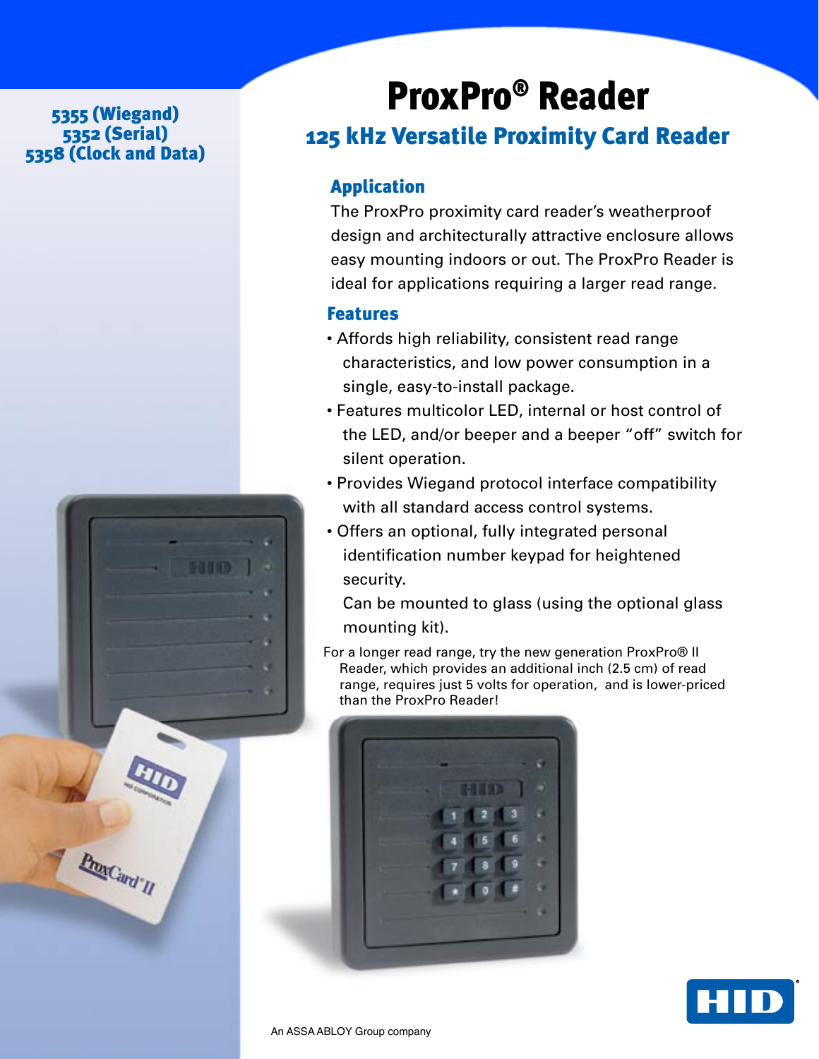**5355 (Wiegand)**
**5352 (Serial)**
**5358 (Clock and Data)**

# ProxPro® Reader

## 125 kHz Versatile Proximity Card Reader

### Application

The ProxPro proximity card reader's weatherproof design and architecturally attractive enclosure allows easy mounting indoors or out. The ProxPro Reader is ideal for applications requiring a larger read range.

### Features

- Affords high reliability, consistent read range characteristics, and low power consumption in a single, easy-to-install package.
- Features multicolor LED, internal or host control of the LED, and/or beeper and a beeper "off" switch for silent operation.
- Provides Wiegand protocol interface compatibility with all standard access control systems.
- Offers an optional, fully integrated personal identification number keypad for heightened security.

  Can be mounted to glass (using the optional glass mounting kit).

For a longer read range, try the new generation ProxPro® II Reader, which provides an additional inch (2.5 cm) of read range, requires just 5 volts for operation, and is lower-priced than the ProxPro Reader!

An ASSA ABLOY Group company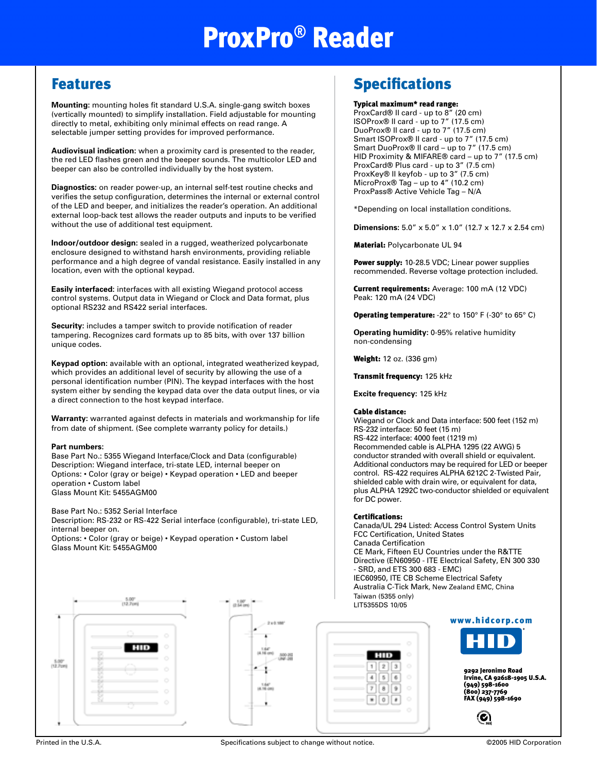# ProxPro® Reader

## Features

**Mounting**: mounting holes fit standard U.S.A. single-gang switch boxes (vertically mounted) to simplify installation. Field adjustable for mounting directly to metal, exhibiting only minimal effects on read range. A selectable jumper setting provides for improved performance.

**Audiovisual indication:** when a proximity card is presented to the reader, the red LED flashes green and the beeper sounds. The multicolor LED and beeper can also be controlled individually by the host system.

**Diagnostics**: on reader power-up, an internal self-test routine checks and verifies the setup configuration, determines the internal or external control of the LED and beeper, and initializes the reader's operation. An additional external loop-back test allows the reader outputs and inputs to be verified without the use of additional test equipment.

**Indoor/outdoor design:** sealed in a rugged, weatherized polycarbonate enclosure designed to withstand harsh environments, providing reliable performance and a high degree of vandal resistance. Easily installed in any location, even with the optional keypad.

**Easily interfaced**: interfaces with all existing Wiegand protocol access control systems. Output data in Wiegand or Clock and Data format, plus optional RS232 and RS422 serial interfaces.

**Security**: includes a tamper switch to provide notification of reader tampering. Recognizes card formats up to 85 bits, with over 137 billion unique codes.

**Keypad option:** available with an optional, integrated weatherized keypad, which provides an additional level of security by allowing the use of a personal identification number (PIN). The keypad interfaces with the host system either by sending the keypad data over the data output lines, or via a direct connection to the host keypad interface.

**Warranty**: warranted against defects in materials and workmanship for life from date of shipment. (See complete warranty policy for details.)

**Part numbers:**
Base Part No.: 5355 Wiegand Interface/Clock and Data (configurable)
Description: Wiegand interface, tri-state LED, internal beeper on
Options: • Color (gray or beige) • Keypad operation • LED and beeper operation • Custom label
Glass Mount Kit: 5455AGM00

Base Part No.: 5352 Serial Interface
Description: RS-232 or RS-422 Serial interface (configurable), tri-state LED, internal beeper on.
Options: • Color (gray or beige) • Keypad operation • Custom label
Glass Mount Kit: 5455AGM00

## Specifications

**Typical maximum* read range:**
ProxCard® II card - up to 8" (20 cm)
ISOProx® II card - up to 7" (17.5 cm)
DuoProx® II card - up to 7" (17.5 cm)
Smart ISOProx® II card - up to 7" (17.5 cm)
Smart DuoProx® II card – up to 7" (17.5 cm)
HID Proximity & MIFARE® card – up to 7" (17.5 cm)
ProxCard® Plus card - up to 3" (7.5 cm)
ProxKey® II keyfob - up to 3" (7.5 cm)
MicroProx® Tag – up to 4" (10.2 cm)
ProxPass® Active Vehicle Tag – N/A

*Depending on local installation conditions.

**Dimensions:** 5.0" x 5.0" x 1.0" (12.7 x 12.7 x 2.54 cm)

**Material:** Polycarbonate UL 94

**Power supply:** 10-28.5 VDC; Linear power supplies recommended. Reverse voltage protection included.

**Current requirements:** Average: 100 mA (12 VDC)
Peak: 120 mA (24 VDC)

**Operating temperature:** -22° to 150° F (-30° to 65° C)

**Operating humidity:** 0-95% relative humidity non-condensing

**Weight:** 12 oz. (336 gm)

**Transmit frequency:** 125 kHz

**Excite frequency**: 125 kHz

**Cable distance:**
Wiegand or Clock and Data interface: 500 feet (152 m)
RS-232 interface: 50 feet (15 m)
RS-422 interface: 4000 feet (1219 m)
Recommended cable is ALPHA 1295 (22 AWG) 5 conductor stranded with overall shield or equivalent. Additional conductors may be required for LED or beeper control. RS-422 requires ALPHA 6212C 2-Twisted Pair, shielded cable with drain wire, or equivalent for data, plus ALPHA 1292C two-conductor shielded or equivalent for DC power.

**Certifications:**
Canada/UL 294 Listed: Access Control System Units
FCC Certification, United States
Canada Certification
CE Mark, Fifteen EU Countries under the R&TTE Directive (EN60950 - ITE Electrical Safety, EN 300 330 - SRD, and ETS 300 683 - EMC)
IEC60950, ITE CB Scheme Electrical Safety
Australia C-Tick Mark, New Zealand EMC, China Taiwan (5355 only)
LIT5355DS 10/05

5.00" (12.7cm)

5.00" (12.7cm)

1.00" (2.54 cm)

2 x 0.188"

1.64" (4.16 cm)

.500-20 UNF-2B

1.64" (4.16 cm)

www.hidcorp.com

9292 Jeronimo Road
Irvine, CA 92618-1905 U.S.A.
(949) 598-1600
(800) 237-7769
FAX (949) 598-1690

Printed in the U.S.A. Specifications subject to change without notice. ©2005 HID Corporation